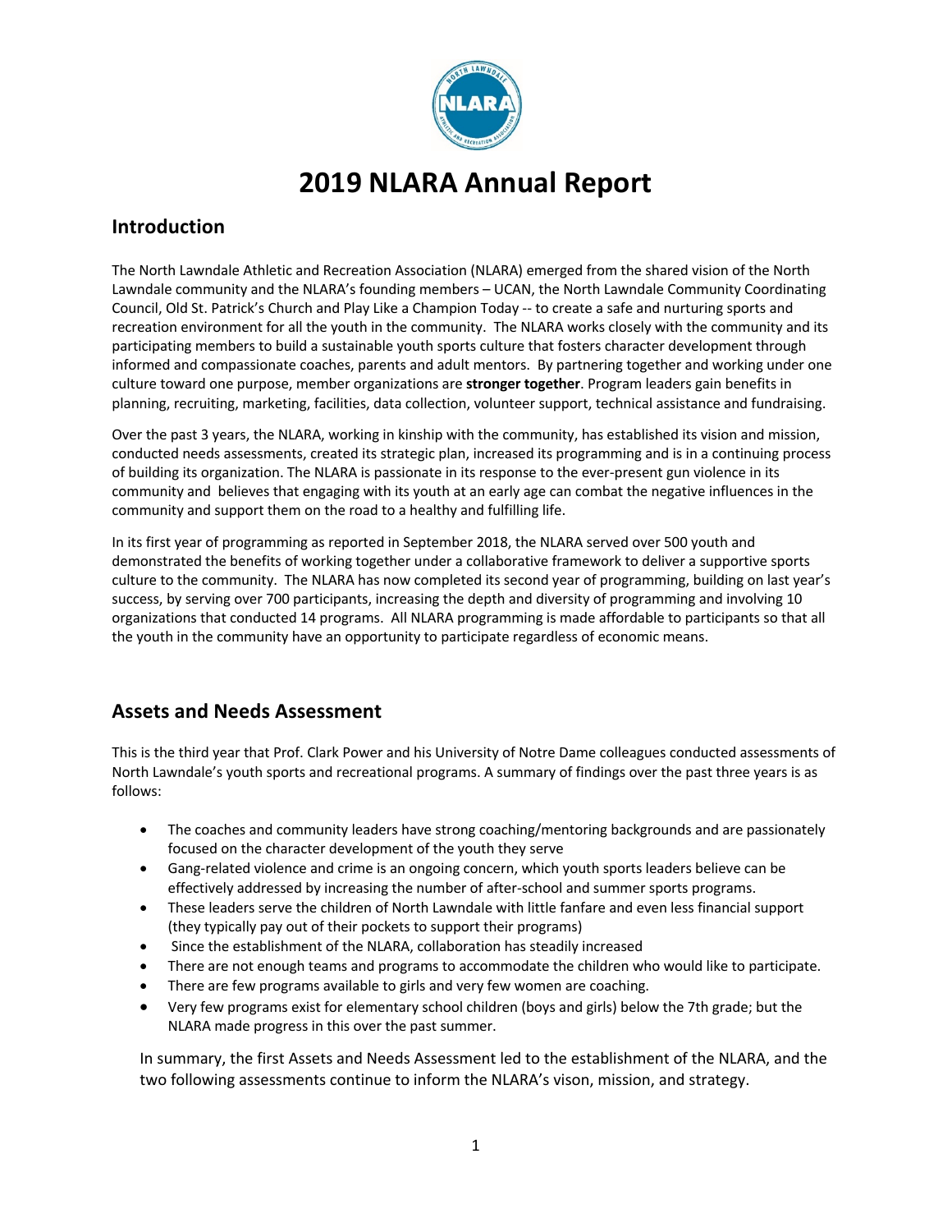# 2019 NLARA Annual Report

## Introduction

The North Lawndale Athletic and Recreation Association (NLARA) emerged from the shared vision of the North Lawndale community and the NLARA's founding members – UCAN, the North Lawndale Community Coordinating Council, Old St. Patrick's Church and Play Like a Champion Today -- to create a safe and nurturing sports and recreation environment for all the youth in the community. The NLARA works closely with the community and its participating members to build a sustainable youth sports culture that fosters character development through informed and compassionate coaches, parents and adult mentors. By partnering together and working under one culture toward one purpose, member organizations are **stronger together**. Program leaders gain benefits in planning, recruiting, marketing, facilities, data collection, volunteer support, technical assistance and fundraising.

Over the past 3 years, the NLARA, working in kinship with the community, has established its vision and mission, conducted needs assessments, created its strategic plan, increased its programming and is in a continuing process of building its organization. The NLARA is passionate in its response to the ever-present gun violence in its community and believes that engaging with its youth at an early age can combat the negative influences in the community and support them on the road to a healthy and fulfilling life.

In its first year of programming as reported in September 2018, the NLARA served over 500 youth and demonstrated the benefits of working together under a collaborative framework to deliver a supportive sports culture to the community. The NLARA has now completed its second year of programming, building on last year's success, by serving over 700 participants, increasing the depth and diversity of programming and involving 10 organizations that conducted 14 programs. All NLARA programming is made affordable to participants so that all the youth in the community have an opportunity to participate regardless of economic means.

## Assets and Needs Assessment

This is the third year that Prof. Clark Power and his University of Notre Dame colleagues conducted assessments of North Lawndale's youth sports and recreational programs. A summary of findings over the past three years is as follows:

- The coaches and community leaders have strong coaching/mentoring backgrounds and are passionately focused on the character development of the youth they serve
- Gang-related violence and crime is an ongoing concern, which youth sports leaders believe can be effectively addressed by increasing the number of after-school and summer sports programs.
- These leaders serve the children of North Lawndale with little fanfare and even less financial support (they typically pay out of their pockets to support their programs)
- Since the establishment of the NLARA, collaboration has steadily increased
- There are not enough teams and programs to accommodate the children who would like to participate.
- There are few programs available to girls and very few women are coaching.
- Very few programs exist for elementary school children (boys and girls) below the 7th grade; but the NLARA made progress in this over the past summer.

In summary, the first Assets and Needs Assessment led to the establishment of the NLARA, and the two following assessments continue to inform the NLARA's vison, mission, and strategy.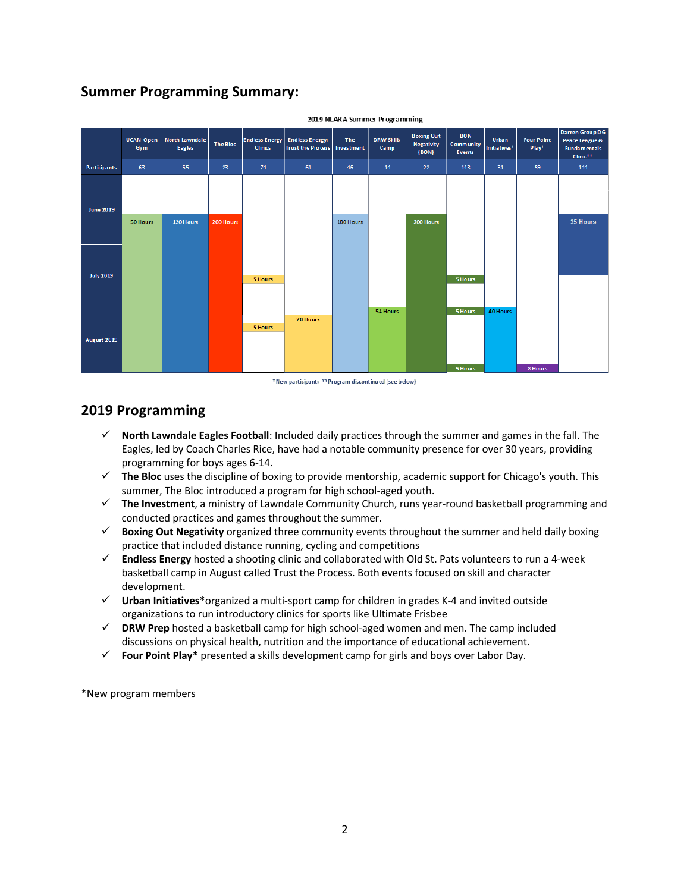## Summary Programming Summary:

2019 NLARA Summer Programming

| | UCAN Open Gym | North Lawndale Eagles | The Bloc | Endless Energy Clinics | Endless Energy: Trust the Process | The Investment | DRW Skills Camp | Boxing Out Negativity (BON) | BON Community Events | Urban Initiatives* | Four Point Play* | Darren Group DG Peace League & Fundamentals Clinic** |
|---|---|---|---|---|---|---|---|---|---|---|---|---|
| Participants | 63 | 55 | 23 | 74 | 64 | 46 | 14 | 22 | 143 | 31 | 59 | 114 |
| June 2019 | 50 Hours | 120 Hours | 200 Hours | | | 180 Hours | | 200 Hours | | | | 35 Hours |
| July 2019 | | | | 5 Hours | | | | | 5 Hours | | | |
| August 2019 | | | | 5 Hours | 20 Hours | | 54 Hours | | 5 Hours; 5 Hours | 40 Hours | 8 Hours | |

*New participant; **Program discontinued (see below)

## 2019 Programming

- ✓ **North Lawndale Eagles Football**: Included daily practices through the summer and games in the fall. The Eagles, led by Coach Charles Rice, have had a notable community presence for over 30 years, providing programming for boys ages 6-14.
- ✓ **The Bloc** uses the discipline of boxing to provide mentorship, academic support for Chicago's youth. This summer, The Bloc introduced a program for high school-aged youth.
- ✓ **The Investment**, a ministry of Lawndale Community Church, runs year-round basketball programming and conducted practices and games throughout the summer.
- ✓ **Boxing Out Negativity** organized three community events throughout the summer and held daily boxing practice that included distance running, cycling and competitions
- ✓ **Endless Energy** hosted a shooting clinic and collaborated with Old St. Pats volunteers to run a 4-week basketball camp in August called Trust the Process. Both events focused on skill and character development.
- ✓ **Urban Initiatives***organized a multi-sport camp for children in grades K-4 and invited outside organizations to run introductory clinics for sports like Ultimate Frisbee
- ✓ **DRW Prep** hosted a basketball camp for high school-aged women and men. The camp included discussions on physical health, nutrition and the importance of educational achievement.
- ✓ **Four Point Play*** presented a skills development camp for girls and boys over Labor Day.

*New program members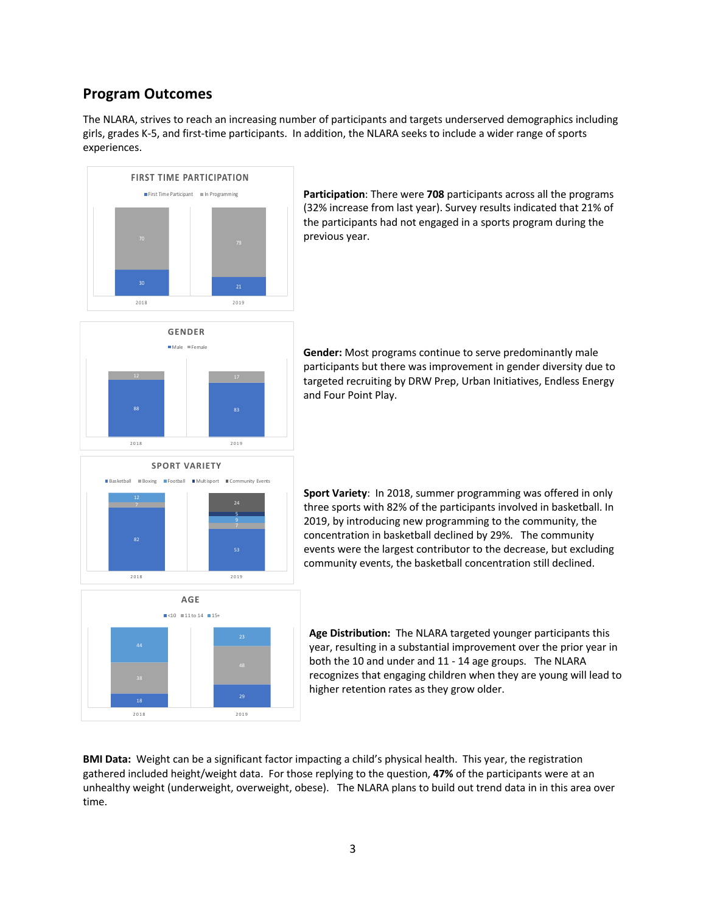## Program Outcomes

The NLARA, strives to reach an increasing number of participants and targets underserved demographics including girls, grades K-5, and first-time participants. In addition, the NLARA seeks to include a wider range of sports experiences.

**FIRST TIME PARTICIPATION**

| | 2018 | 2019 |
|---|---|---|
| First Time Participant | 30 | 21 |
| In Programming | 70 | 79 |

**Participation**: There were **708** participants across all the programs (32% increase from last year). Survey results indicated that 21% of the participants had not engaged in a sports program during the previous year.

**GENDER**

| | 2018 | 2019 |
|---|---|---|
| Male | 88 | 83 |
| Female | 12 | 17 |

**Gender:** Most programs continue to serve predominantly male participants but there was improvement in gender diversity due to targeted recruiting by DRW Prep, Urban Initiatives, Endless Energy and Four Point Play.

**SPORT VARIETY**

| | 2018 | 2019 |
|---|---|---|
| Basketball | 82 | 53 |
| Boxing | 7 | 7 |
| Football | 12 | 9 |
| Multisport | | 5 |
| Community Events | | 24 |

**Sport Variety**: In 2018, summer programming was offered in only three sports with 82% of the participants involved in basketball. In 2019, by introducing new programming to the community, the concentration in basketball declined by 29%. The community events were the largest contributor to the decrease, but excluding community events, the basketball concentration still declined.

**AGE**

| | 2018 | 2019 |
|---|---|---|
| <10 | 18 | 29 |
| 11 to 14 | 38 | 48 |
| 15+ | 44 | 23 |

**Age Distribution:** The NLARA targeted younger participants this year, resulting in a substantial improvement over the prior year in both the 10 and under and 11 - 14 age groups. The NLARA recognizes that engaging children when they are young will lead to higher retention rates as they grow older.

**BMI Data:** Weight can be a significant factor impacting a child's physical health. This year, the registration gathered included height/weight data. For those replying to the question, **47%** of the participants were at an unhealthy weight (underweight, overweight, obese). The NLARA plans to build out trend data in in this area over time.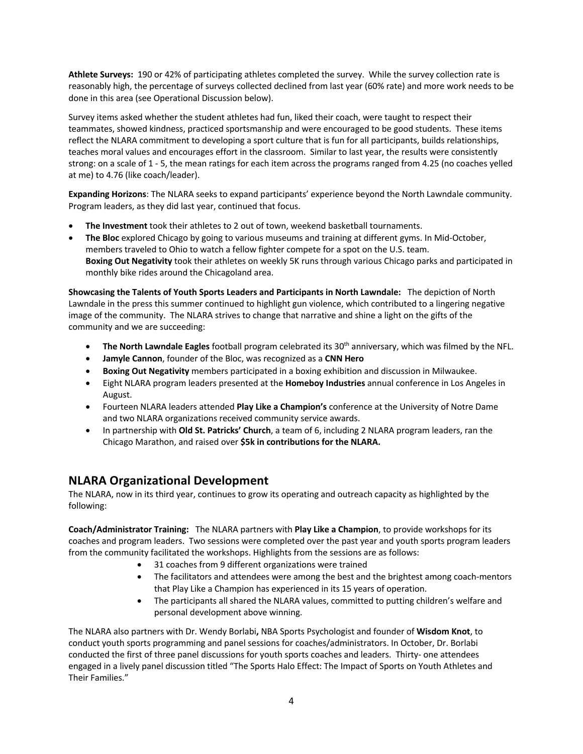**Athlete Surveys:** 190 or 42% of participating athletes completed the survey. While the survey collection rate is reasonably high, the percentage of surveys collected declined from last year (60% rate) and more work needs to be done in this area (see Operational Discussion below).

Survey items asked whether the student athletes had fun, liked their coach, were taught to respect their teammates, showed kindness, practiced sportsmanship and were encouraged to be good students. These items reflect the NLARA commitment to developing a sport culture that is fun for all participants, builds relationships, teaches moral values and encourages effort in the classroom. Similar to last year, the results were consistently strong: on a scale of 1 - 5, the mean ratings for each item across the programs ranged from 4.25 (no coaches yelled at me) to 4.76 (like coach/leader).

**Expanding Horizons**: The NLARA seeks to expand participants' experience beyond the North Lawndale community. Program leaders, as they did last year, continued that focus.

- **The Investment** took their athletes to 2 out of town, weekend basketball tournaments.
- **The Bloc** explored Chicago by going to various museums and training at different gyms. In Mid-October, members traveled to Ohio to watch a fellow fighter compete for a spot on the U.S. team.
  **Boxing Out Negativity** took their athletes on weekly 5K runs through various Chicago parks and participated in monthly bike rides around the Chicagoland area.

**Showcasing the Talents of Youth Sports Leaders and Participants in North Lawndale:** The depiction of North Lawndale in the press this summer continued to highlight gun violence, which contributed to a lingering negative image of the community. The NLARA strives to change that narrative and shine a light on the gifts of the community and we are succeeding:

- **The North Lawndale Eagles** football program celebrated its 30th anniversary, which was filmed by the NFL.
- **Jamyle Cannon**, founder of the Bloc, was recognized as a **CNN Hero**
- **Boxing Out Negativity** members participated in a boxing exhibition and discussion in Milwaukee.
- Eight NLARA program leaders presented at the **Homeboy Industries** annual conference in Los Angeles in August.
- Fourteen NLARA leaders attended **Play Like a Champion's** conference at the University of Notre Dame and two NLARA organizations received community service awards.
- In partnership with **Old St. Patricks' Church**, a team of 6, including 2 NLARA program leaders, ran the Chicago Marathon, and raised over **$5k in contributions for the NLARA.**

## NLARA Organizational Development

The NLARA, now in its third year, continues to grow its operating and outreach capacity as highlighted by the following:

**Coach/Administrator Training:** The NLARA partners with **Play Like a Champion**, to provide workshops for its coaches and program leaders. Two sessions were completed over the past year and youth sports program leaders from the community facilitated the workshops. Highlights from the sessions are as follows:

- 31 coaches from 9 different organizations were trained
- The facilitators and attendees were among the best and the brightest among coach-mentors that Play Like a Champion has experienced in its 15 years of operation.
- The participants all shared the NLARA values, committed to putting children's welfare and personal development above winning.

The NLARA also partners with Dr. Wendy Borlabi**,** NBA Sports Psychologist and founder of **Wisdom Knot**, to conduct youth sports programming and panel sessions for coaches/administrators. In October, Dr. Borlabi conducted the first of three panel discussions for youth sports coaches and leaders. Thirty- one attendees engaged in a lively panel discussion titled "The Sports Halo Effect: The Impact of Sports on Youth Athletes and Their Families."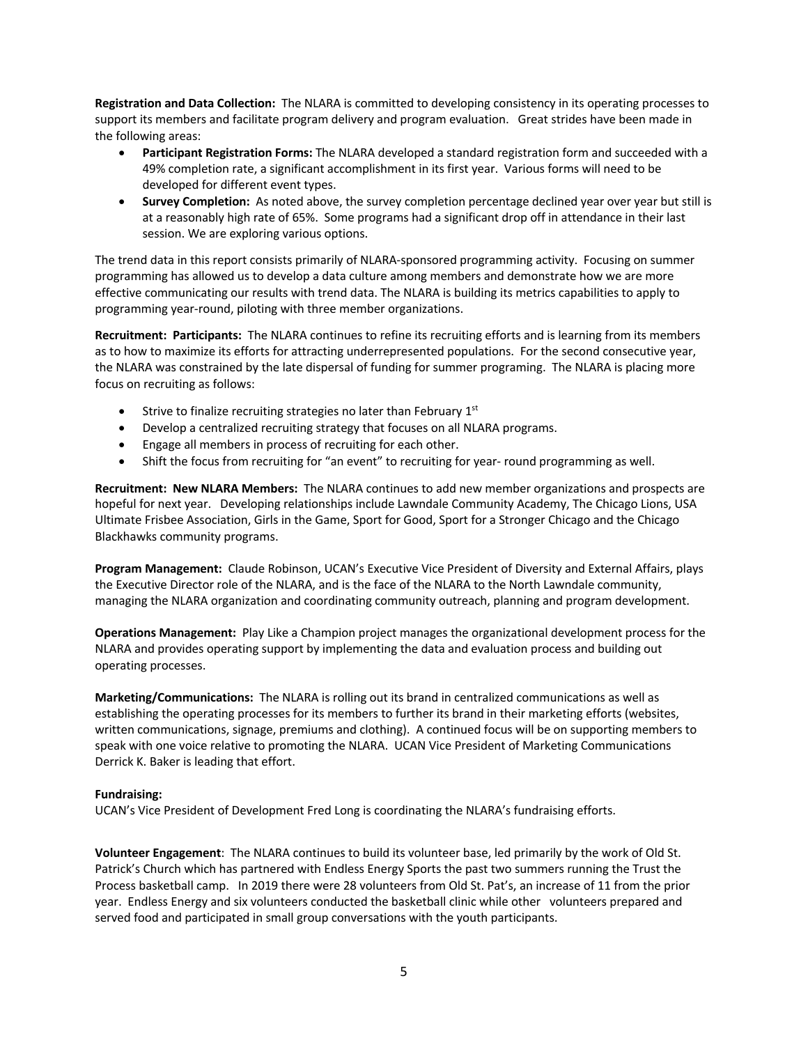**Registration and Data Collection:** The NLARA is committed to developing consistency in its operating processes to support its members and facilitate program delivery and program evaluation. Great strides have been made in the following areas:

- **Participant Registration Forms:** The NLARA developed a standard registration form and succeeded with a 49% completion rate, a significant accomplishment in its first year. Various forms will need to be developed for different event types.
- **Survey Completion:** As noted above, the survey completion percentage declined year over year but still is at a reasonably high rate of 65%. Some programs had a significant drop off in attendance in their last session. We are exploring various options.

The trend data in this report consists primarily of NLARA-sponsored programming activity. Focusing on summer programming has allowed us to develop a data culture among members and demonstrate how we are more effective communicating our results with trend data. The NLARA is building its metrics capabilities to apply to programming year-round, piloting with three member organizations.

**Recruitment: Participants:** The NLARA continues to refine its recruiting efforts and is learning from its members as to how to maximize its efforts for attracting underrepresented populations. For the second consecutive year, the NLARA was constrained by the late dispersal of funding for summer programing. The NLARA is placing more focus on recruiting as follows:

- Strive to finalize recruiting strategies no later than February 1st
- Develop a centralized recruiting strategy that focuses on all NLARA programs.
- Engage all members in process of recruiting for each other.
- Shift the focus from recruiting for "an event" to recruiting for year- round programming as well.

**Recruitment: New NLARA Members:** The NLARA continues to add new member organizations and prospects are hopeful for next year. Developing relationships include Lawndale Community Academy, The Chicago Lions, USA Ultimate Frisbee Association, Girls in the Game, Sport for Good, Sport for a Stronger Chicago and the Chicago Blackhawks community programs.

**Program Management:** Claude Robinson, UCAN's Executive Vice President of Diversity and External Affairs, plays the Executive Director role of the NLARA, and is the face of the NLARA to the North Lawndale community, managing the NLARA organization and coordinating community outreach, planning and program development.

**Operations Management:** Play Like a Champion project manages the organizational development process for the NLARA and provides operating support by implementing the data and evaluation process and building out operating processes.

**Marketing/Communications:** The NLARA is rolling out its brand in centralized communications as well as establishing the operating processes for its members to further its brand in their marketing efforts (websites, written communications, signage, premiums and clothing). A continued focus will be on supporting members to speak with one voice relative to promoting the NLARA. UCAN Vice President of Marketing Communications Derrick K. Baker is leading that effort.

**Fundraising:**

UCAN's Vice President of Development Fred Long is coordinating the NLARA's fundraising efforts.

**Volunteer Engagement**: The NLARA continues to build its volunteer base, led primarily by the work of Old St. Patrick's Church which has partnered with Endless Energy Sports the past two summers running the Trust the Process basketball camp. In 2019 there were 28 volunteers from Old St. Pat's, an increase of 11 from the prior year. Endless Energy and six volunteers conducted the basketball clinic while other volunteers prepared and served food and participated in small group conversations with the youth participants.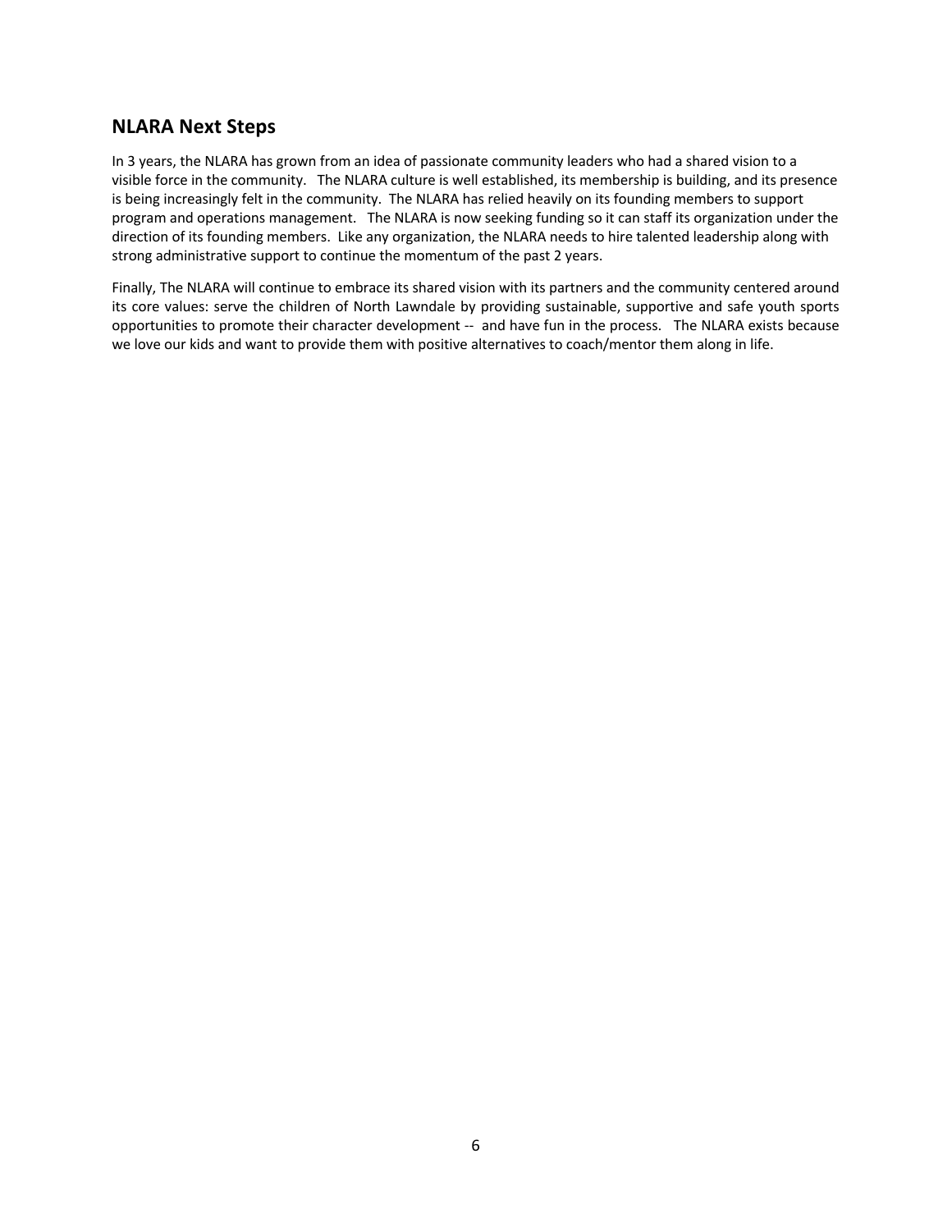## NLARA Next Steps

In 3 years, the NLARA has grown from an idea of passionate community leaders who had a shared vision to a visible force in the community. The NLARA culture is well established, its membership is building, and its presence is being increasingly felt in the community. The NLARA has relied heavily on its founding members to support program and operations management. The NLARA is now seeking funding so it can staff its organization under the direction of its founding members. Like any organization, the NLARA needs to hire talented leadership along with strong administrative support to continue the momentum of the past 2 years.

Finally, The NLARA will continue to embrace its shared vision with its partners and the community centered around its core values: serve the children of North Lawndale by providing sustainable, supportive and safe youth sports opportunities to promote their character development -- and have fun in the process. The NLARA exists because we love our kids and want to provide them with positive alternatives to coach/mentor them along in life.